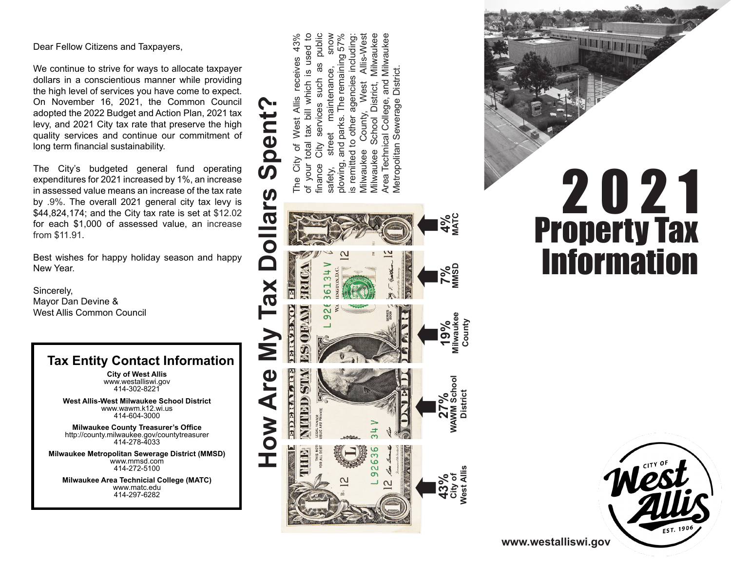Dear Fellow Citizens and Taxpayers,

We continue to strive for ways to allocate taxpayer dollars in a conscientious manner while providing the high level of services you have come to expect. On November 16, 2021, the Common Council adopted the 2022 Budget and Action Plan, 2021 tax levy, and 2021 City tax rate that preserve the high quality services and continue our commitment of long term financial sustainability.

The City's budgeted general fund operating expenditures for 2021 increased by 1%, an increase in assessed value means an increase of the tax rate by .9%. The overall 2021 general city tax levy is $44,824,174; and the City tax rate is set at $12.02 for each $1,000 of assessed value, an increase from $11.91.

Best wishes for happy holiday season and happy New Year.

Sincerely,
Mayor Dan Devine &
West Allis Common Council

## Tax Entity Contact Information

**City of West Allis**
www.westalliswi.gov
414-302-8221

**West Allis-West Milwaukee School District**
www.wawm.k12.wi.us
414-604-3000

**Milwaukee County Treasurer's Office**
http://county.milwaukee.gov/countytreasurer
414-278-4033

**Milwaukee Metropolitan Sewerage District (MMSD)**
www.mmsd.com
414-272-5100

**Milwaukee Area Technicial College (MATC)**
www.matc.edu
414-297-6282

# How Are My Tax Dollars Spent?

The City of West Allis receives 43% of your total tax bill which is used to finance City services such as public safety, street maintenance, snow plowing, and parks. The remaining 57% is remitted to other agencies including: Milwaukee County, West Allis-West Milwaukee School District, Milwaukee Area Technical College, and Milwaukee Metropolitan Sewerage District.

- **4%** MATC
- **7%** MMSD
- **19%** Milwaukee County
- **27%** WAWM School District
- **43%** City of West Allis

# 2021 Property Tax Information

www.westalliswi.gov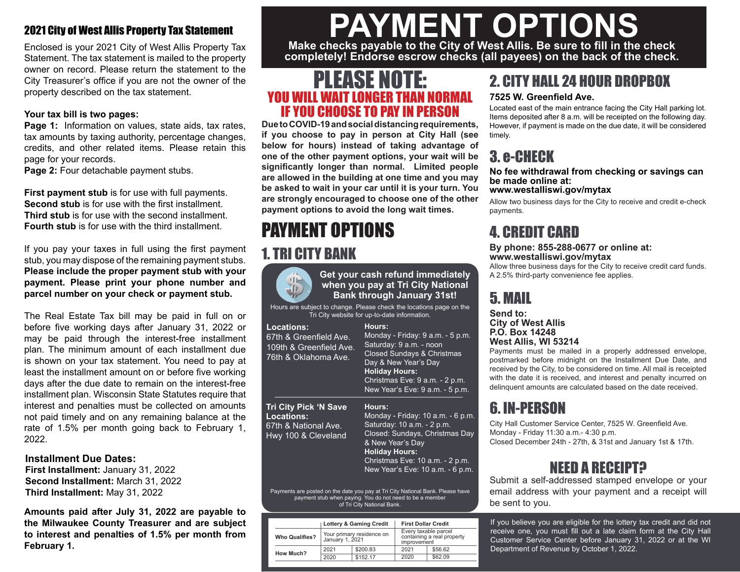## 2021 City of West Allis Property Tax Statement

Enclosed is your 2021 City of West Allis Property Tax Statement. The tax statement is mailed to the property owner on record. Please return the statement to the City Treasurer's office if you are not the owner of the property described on the tax statement.

**Your tax bill is two pages:**

**Page 1:** Information on values, state aids, tax rates, tax amounts by taxing authority, percentage changes, credits, and other related items. Please retain this page for your records.

**Page 2:** Four detachable payment stubs.

**First payment stub** is for use with full payments.
**Second stub** is for use with the first installment.
**Third stub** is for use with the second installment.
**Fourth stub** is for use with the third installment.

If you pay your taxes in full using the first payment stub, you may dispose of the remaining payment stubs. **Please include the proper payment stub with your payment. Please print your phone number and parcel number on your check or payment stub.**

The Real Estate Tax bill may be paid in full on or before five working days after January 31, 2022 or may be paid through the interest-free installment plan. The minimum amount of each installment due is shown on your tax statement. You need to pay at least the installment amount on or before five working days after the due date to remain on the interest-free installment plan. Wisconsin State Statutes require that interest and penalties must be collected on amounts not paid timely and on any remaining balance at the rate of 1.5% per month going back to February 1, 2022.

**Installment Due Dates:**
**First Installment:** January 31, 2022
**Second Installment:** March 31, 2022
**Third Installment:** May 31, 2022

**Amounts paid after July 31, 2022 are payable to the Milwaukee County Treasurer and are subject to interest and penalties of 1.5% per month from February 1.**

# PAYMENT OPTIONS

**Make checks payable to the City of West Allis. Be sure to fill in the check completely! Endorse escrow checks (all payees) on the back of the check.**

## PLEASE NOTE:
## YOU WILL WAIT LONGER THAN NORMAL IF YOU CHOOSE TO PAY IN PERSON

**Due to COVID-19 and social distancing requirements, if you choose to pay in person at City Hall (see below for hours) instead of taking advantage of one of the other payment options, your wait will be significantly longer than normal. Limited people are allowed in the building at one time and you may be asked to wait in your car until it is your turn. You are strongly encouraged to choose one of the other payment options to avoid the long wait times.**

## PAYMENT OPTIONS

### 1. TRI CITY BANK

**Get your cash refund immediately when you pay at Tri City National Bank through January 31st!**

Hours are subject to change. Please check the locations page on the Tri City website for up-to-date information.

**Locations:**
67th & Greenfield Ave.
109th & Greenfield Ave.
76th & Oklahoma Ave.

**Hours:**
Monday - Friday: 9 a.m. - 5 p.m.
Saturday: 9 a.m. - noon
Closed Sundays & Christmas Day & New Year's Day
**Holiday Hours:**
Christmas Eve: 9 a.m. - 2 p.m.
New Year's Eve: 9 a.m. - 5 p.m.

**Tri City Pick 'N Save Locations:**
67th & National Ave.
Hwy 100 & Cleveland

**Hours:**
Monday - Friday: 10 a.m. - 6 p.m.
Saturday: 10 a.m. - 2 p.m.
Closed: Sundays, Christmas Day & New Year's Day
**Holiday Hours:**
Christmas Eve: 10 a.m. - 2 p.m.
New Year's Eve: 10 a.m. - 6 p.m.

Payments are posted on the date you pay at Tri City National Bank. Please have payment stub when paying. You do not need to be a member of Tri City National Bank.

### 2. CITY HALL 24 HOUR DROPBOX

**7525 W. Greenfield Ave.**

Located east of the main entrance facing the City Hall parking lot. Items deposited after 8 a.m. will be receipted on the following day. However, if payment is made on the due date, it will be considered timely.

### 3. e-CHECK

**No fee withdrawal from checking or savings can be made online at: www.westalliswi.gov/mytax**

Allow two business days for the City to receive and credit e-check payments.

### 4. CREDIT CARD

**By phone: 855-288-0677 or online at: www.westalliswi.gov/mytax**

Allow three business days for the City to receive credit card funds. A 2.5% third-party convenience fee applies.

### 5. MAIL

**Send to:**
**City of West Allis**
**P.O. Box 14248**
**West Allis, WI 53214**

Payments must be mailed in a properly addressed envelope, postmarked before midnight on the Installment Due Date, and received by the City, to be considered on time. All mail is receipted with the date it is received, and interest and penalty incurred on delinquent amounts are calculated based on the date received.

### 6. IN-PERSON

City Hall Customer Service Center, 7525 W. Greenfield Ave.
Monday - Friday 11:30 a.m.- 4:30 p.m.
Closed December 24th - 27th, & 31st and January 1st & 17th.

## NEED A RECEIPT?

Submit a self-addressed stamped envelope or your email address with your payment and a receipt will be sent to you.

| | Lottery & Gaming Credit | | First Dollar Credit | |
|---|---|---|---|---|
| **Who Qualifies?** | Your primary residence on January 1, 2021 | | Every taxable parcel containing a real property improvement | |
| **How Much?** | 2021 | $200.83 | 2021 | $56.62 |
| | 2020 | $152.17 | 2020 | $62.09 |

If you believe you are eligible for the lottery tax credit and did not receive one, you must fill out a late claim form at the City Hall Customer Service Center before January 31, 2022 or at the WI Department of Revenue by October 1, 2022.